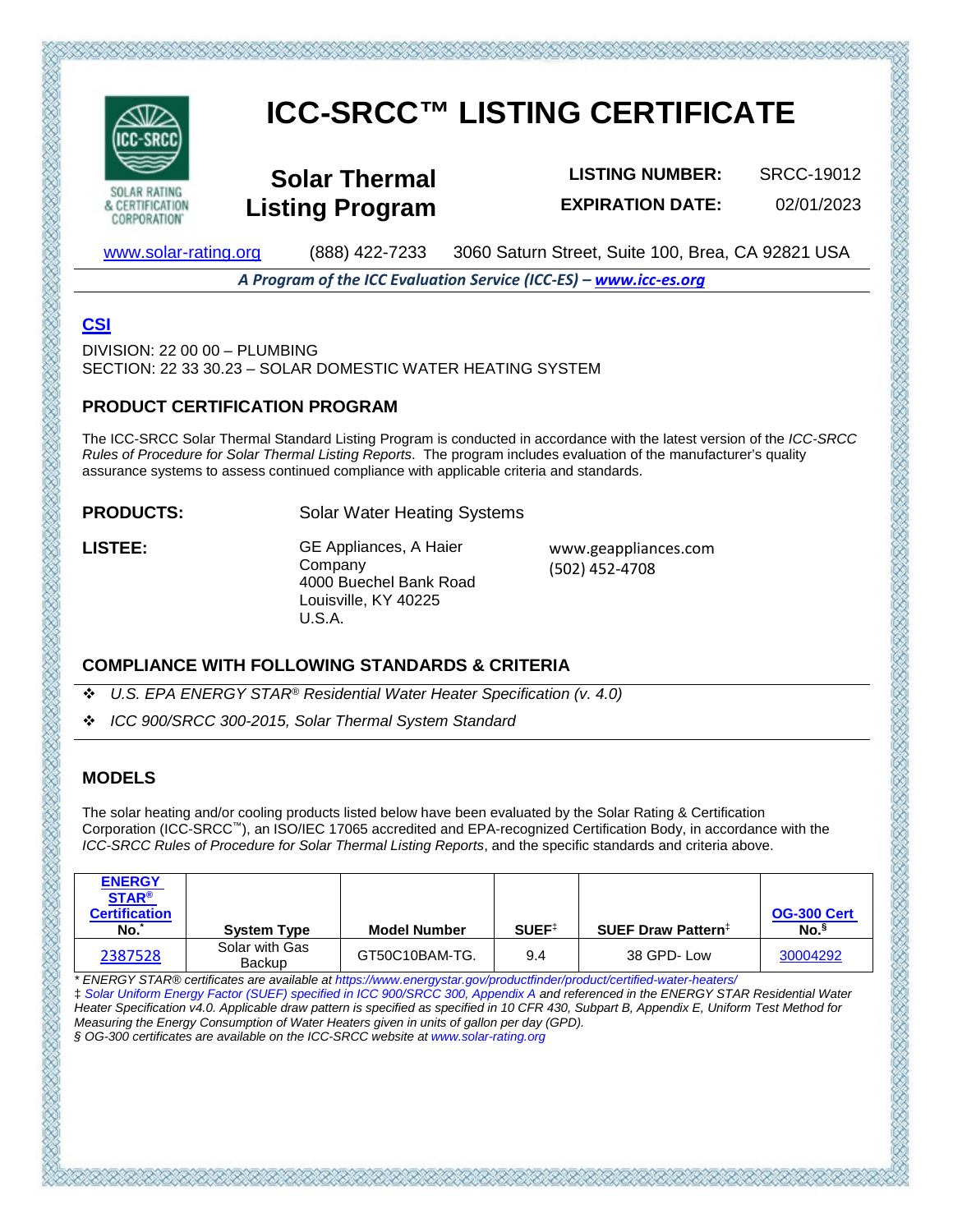# ICC-SRCC™ LISTING CERTIFICATE

## Solar Thermal Listing Program

**LISTING NUMBER:** SRCC-19012

**EXPIRATION DATE:** 02/01/2023

www.solar-rating.org (888) 422-7233 3060 Saturn Street, Suite 100, Brea, CA 92821 USA

***A Program of the ICC Evaluation Service (ICC-ES) – www.icc-es.org***

### CSI

DIVISION: 22 00 00 – PLUMBING
SECTION: 22 33 30.23 – SOLAR DOMESTIC WATER HEATING SYSTEM

### PRODUCT CERTIFICATION PROGRAM

The ICC-SRCC Solar Thermal Standard Listing Program is conducted in accordance with the latest version of the *ICC-SRCC Rules of Procedure for Solar Thermal Listing Reports*. The program includes evaluation of the manufacturer's quality assurance systems to assess continued compliance with applicable criteria and standards.

**PRODUCTS:** Solar Water Heating Systems

**LISTEE:** GE Appliances, A Haier Company
4000 Buechel Bank Road
Louisville, KY 40225
U.S.A.

www.geappliances.com
(502) 452-4708

### COMPLIANCE WITH FOLLOWING STANDARDS & CRITERIA

- *U.S. EPA ENERGY STAR® Residential Water Heater Specification (v. 4.0)*
- *ICC 900/SRCC 300-2015, Solar Thermal System Standard*

### MODELS

The solar heating and/or cooling products listed below have been evaluated by the Solar Rating & Certification Corporation (ICC-SRCC™), an ISO/IEC 17065 accredited and EPA-recognized Certification Body, in accordance with the *ICC-SRCC Rules of Procedure for Solar Thermal Listing Reports*, and the specific standards and criteria above.

| ENERGY STAR® Certification No.* | System Type | Model Number | SUEF‡ | SUEF Draw Pattern‡ | OG-300 Cert No.§ |
|---|---|---|---|---|---|
| 2387528 | Solar with Gas Backup | GT50C10BAM-TG. | 9.4 | 38 GPD- Low | 30004292 |

*\* ENERGY STAR® certificates are available at https://www.energystar.gov/productfinder/product/certified-water-heaters/*
*‡ Solar Uniform Energy Factor (SUEF) specified in ICC 900/SRCC 300, Appendix A and referenced in the ENERGY STAR Residential Water Heater Specification v4.0. Applicable draw pattern is specified as specified in 10 CFR 430, Subpart B, Appendix E, Uniform Test Method for Measuring the Energy Consumption of Water Heaters given in units of gallon per day (GPD).*
*§ OG-300 certificates are available on the ICC-SRCC website at www.solar-rating.org*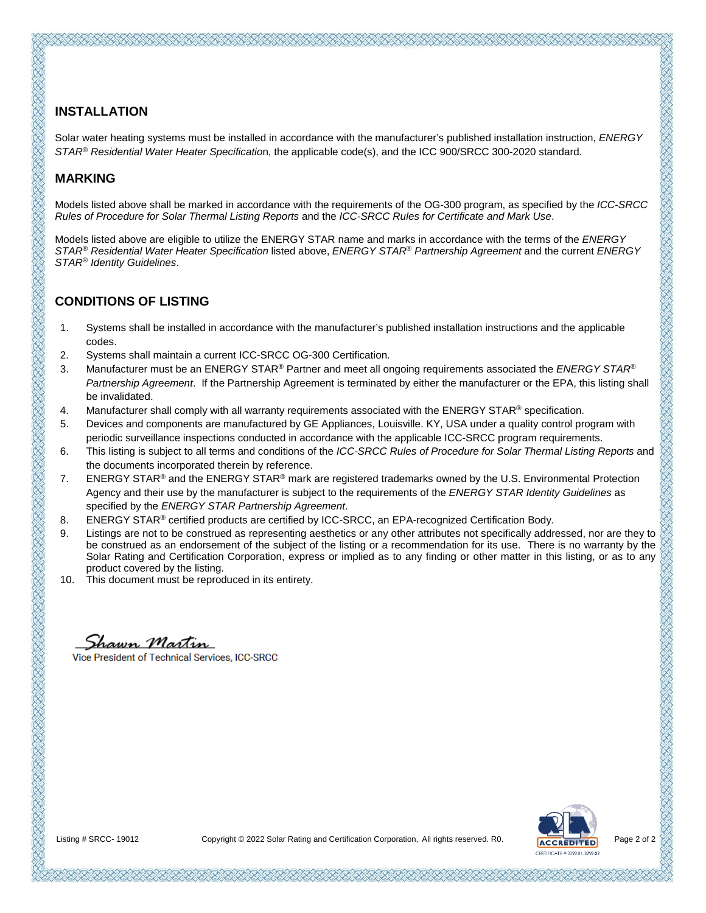## INSTALLATION

Solar water heating systems must be installed in accordance with the manufacturer's published installation instruction, *ENERGY STAR® Residential Water Heater Specification*, the applicable code(s), and the ICC 900/SRCC 300-2020 standard.

## MARKING

Models listed above shall be marked in accordance with the requirements of the OG-300 program, as specified by the *ICC-SRCC Rules of Procedure for Solar Thermal Listing Reports* and the *ICC-SRCC Rules for Certificate and Mark Use*.

Models listed above are eligible to utilize the ENERGY STAR name and marks in accordance with the terms of the *ENERGY STAR® Residential Water Heater Specification* listed above, *ENERGY STAR® Partnership Agreement* and the current *ENERGY STAR® Identity Guidelines*.

## CONDITIONS OF LISTING

1. Systems shall be installed in accordance with the manufacturer's published installation instructions and the applicable codes.
2. Systems shall maintain a current ICC-SRCC OG-300 Certification.
3. Manufacturer must be an ENERGY STAR® Partner and meet all ongoing requirements associated the *ENERGY STAR® Partnership Agreement*. If the Partnership Agreement is terminated by either the manufacturer or the EPA, this listing shall be invalidated.
4. Manufacturer shall comply with all warranty requirements associated with the ENERGY STAR® specification.
5. Devices and components are manufactured by GE Appliances, Louisville. KY, USA under a quality control program with periodic surveillance inspections conducted in accordance with the applicable ICC-SRCC program requirements.
6. This listing is subject to all terms and conditions of the *ICC-SRCC Rules of Procedure for Solar Thermal Listing Reports* and the documents incorporated therein by reference.
7. ENERGY STAR® and the ENERGY STAR® mark are registered trademarks owned by the U.S. Environmental Protection Agency and their use by the manufacturer is subject to the requirements of the *ENERGY STAR Identity Guidelines* as specified by the *ENERGY STAR Partnership Agreement*.
8. ENERGY STAR® certified products are certified by ICC-SRCC, an EPA-recognized Certification Body.
9. Listings are not to be construed as representing aesthetics or any other attributes not specifically addressed, nor are they to be construed as an endorsement of the subject of the listing or a recommendation for its use. There is no warranty by the Solar Rating and Certification Corporation, express or implied as to any finding or other matter in this listing, or as to any product covered by the listing.
10. This document must be reproduced in its entirety.

Shawn Martin

Vice President of Technical Services, ICC-SRCC

Listing # SRCC- 19012    Copyright © 2022 Solar Rating and Certification Corporation, All rights reserved. R0.

ACCREDITED
CERTIFICATE # 3299.01, 3299.03